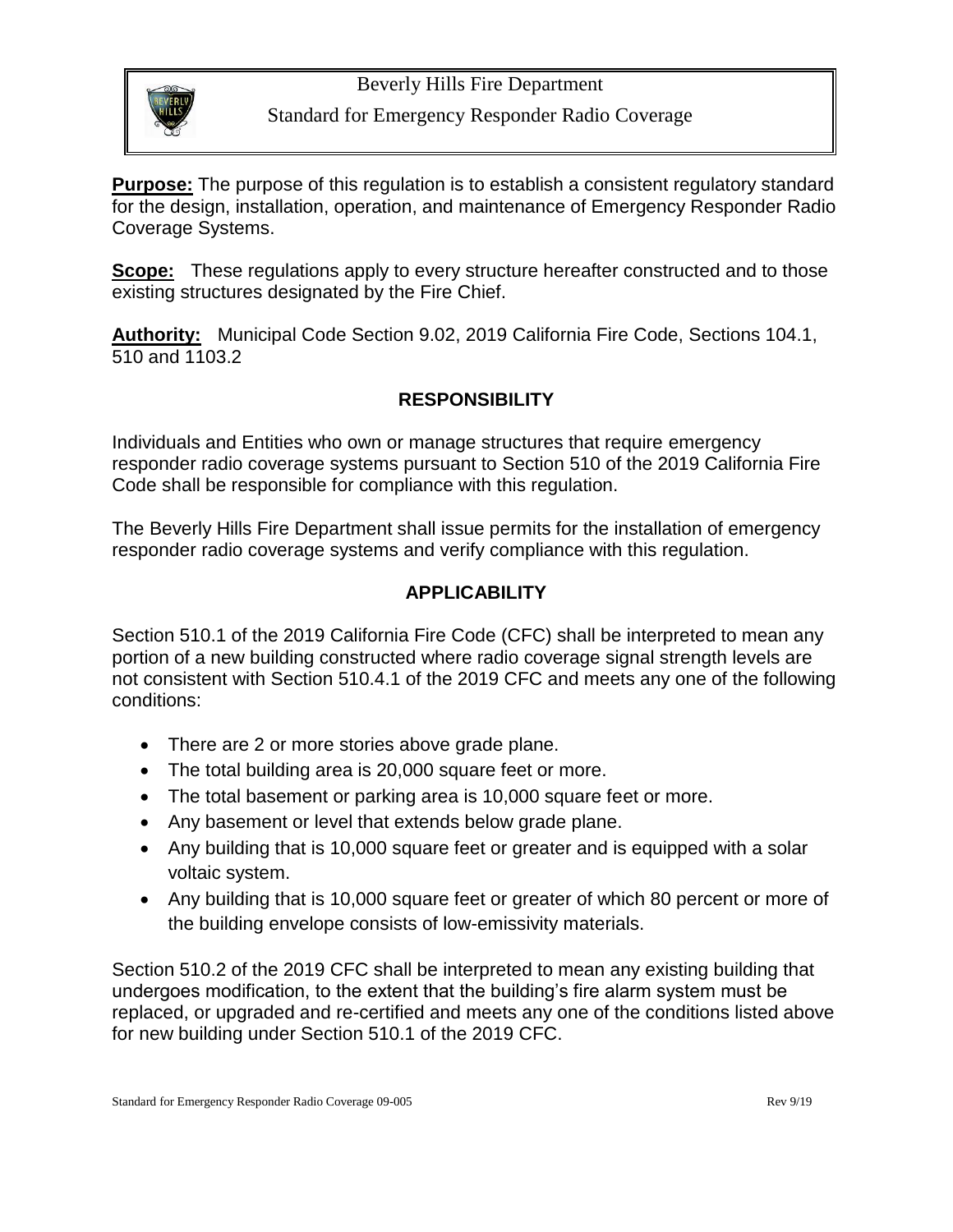Beverly Hills Fire Department

Standard for Emergency Responder Radio Coverage

**Purpose:** The purpose of this regulation is to establish a consistent regulatory standard for the design, installation, operation, and maintenance of Emergency Responder Radio Coverage Systems.

**Scope:** These regulations apply to every structure hereafter constructed and to those existing structures designated by the Fire Chief.

**Authority:** Municipal Code Section 9.02, 2019 California Fire Code, Sections 104.1, 510 and 1103.2

## RESPONSIBILITY

Individuals and Entities who own or manage structures that require emergency responder radio coverage systems pursuant to Section 510 of the 2019 California Fire Code shall be responsible for compliance with this regulation.

The Beverly Hills Fire Department shall issue permits for the installation of emergency responder radio coverage systems and verify compliance with this regulation.

## APPLICABILITY

Section 510.1 of the 2019 California Fire Code (CFC) shall be interpreted to mean any portion of a new building constructed where radio coverage signal strength levels are not consistent with Section 510.4.1 of the 2019 CFC and meets any one of the following conditions:

- There are 2 or more stories above grade plane.
- The total building area is 20,000 square feet or more.
- The total basement or parking area is 10,000 square feet or more.
- Any basement or level that extends below grade plane.
- Any building that is 10,000 square feet or greater and is equipped with a solar voltaic system.
- Any building that is 10,000 square feet or greater of which 80 percent or more of the building envelope consists of low-emissivity materials.

Section 510.2 of the 2019 CFC shall be interpreted to mean any existing building that undergoes modification, to the extent that the building's fire alarm system must be replaced, or upgraded and re-certified and meets any one of the conditions listed above for new building under Section 510.1 of the 2019 CFC.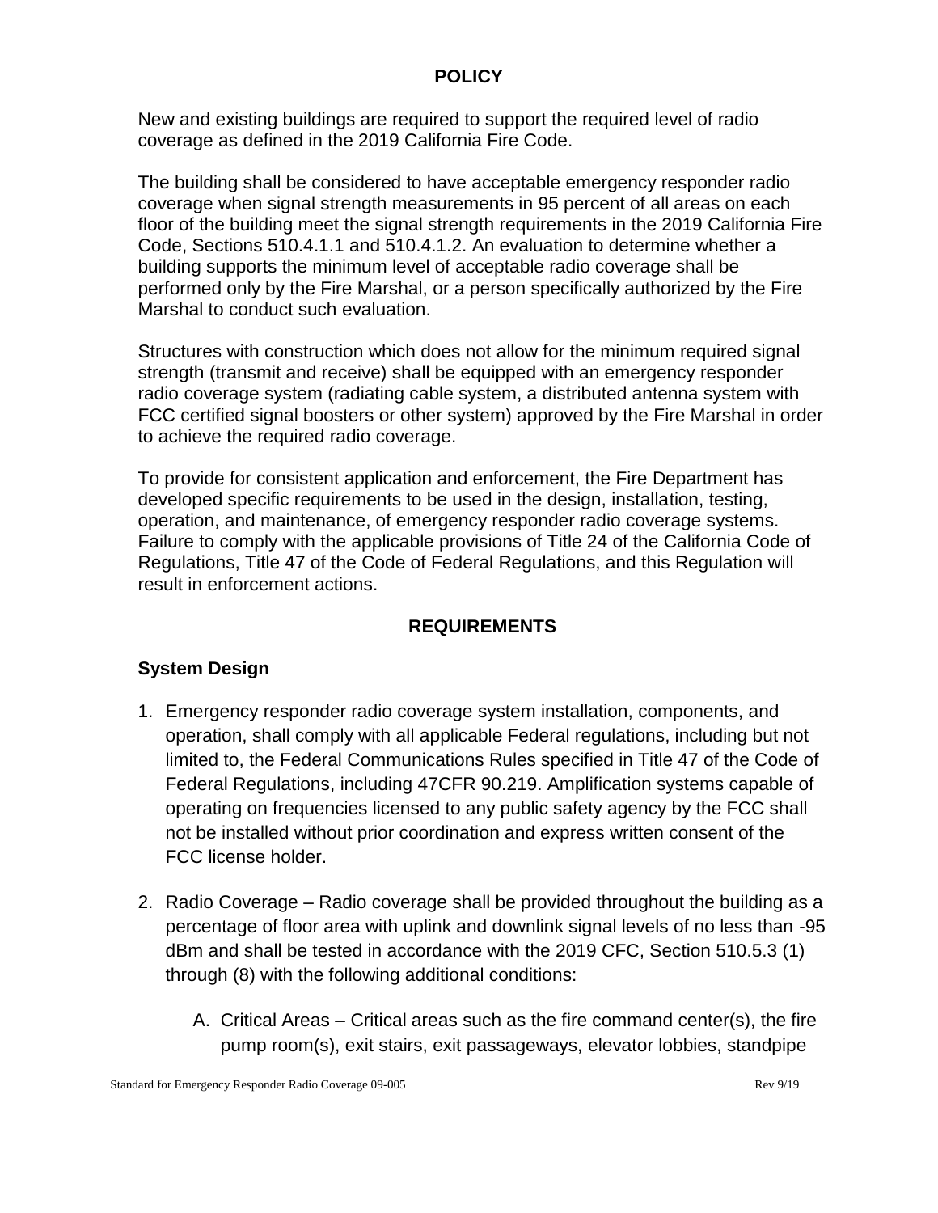## POLICY

New and existing buildings are required to support the required level of radio coverage as defined in the 2019 California Fire Code.

The building shall be considered to have acceptable emergency responder radio coverage when signal strength measurements in 95 percent of all areas on each floor of the building meet the signal strength requirements in the 2019 California Fire Code, Sections 510.4.1.1 and 510.4.1.2. An evaluation to determine whether a building supports the minimum level of acceptable radio coverage shall be performed only by the Fire Marshal, or a person specifically authorized by the Fire Marshal to conduct such evaluation.

Structures with construction which does not allow for the minimum required signal strength (transmit and receive) shall be equipped with an emergency responder radio coverage system (radiating cable system, a distributed antenna system with FCC certified signal boosters or other system) approved by the Fire Marshal in order to achieve the required radio coverage.

To provide for consistent application and enforcement, the Fire Department has developed specific requirements to be used in the design, installation, testing, operation, and maintenance, of emergency responder radio coverage systems. Failure to comply with the applicable provisions of Title 24 of the California Code of Regulations, Title 47 of the Code of Federal Regulations, and this Regulation will result in enforcement actions.

## REQUIREMENTS

### System Design

1. Emergency responder radio coverage system installation, components, and operation, shall comply with all applicable Federal regulations, including but not limited to, the Federal Communications Rules specified in Title 47 of the Code of Federal Regulations, including 47CFR 90.219. Amplification systems capable of operating on frequencies licensed to any public safety agency by the FCC shall not be installed without prior coordination and express written consent of the FCC license holder.

2. Radio Coverage – Radio coverage shall be provided throughout the building as a percentage of floor area with uplink and downlink signal levels of no less than -95 dBm and shall be tested in accordance with the 2019 CFC, Section 510.5.3 (1) through (8) with the following additional conditions:

   A. Critical Areas – Critical areas such as the fire command center(s), the fire pump room(s), exit stairs, exit passageways, elevator lobbies, standpipe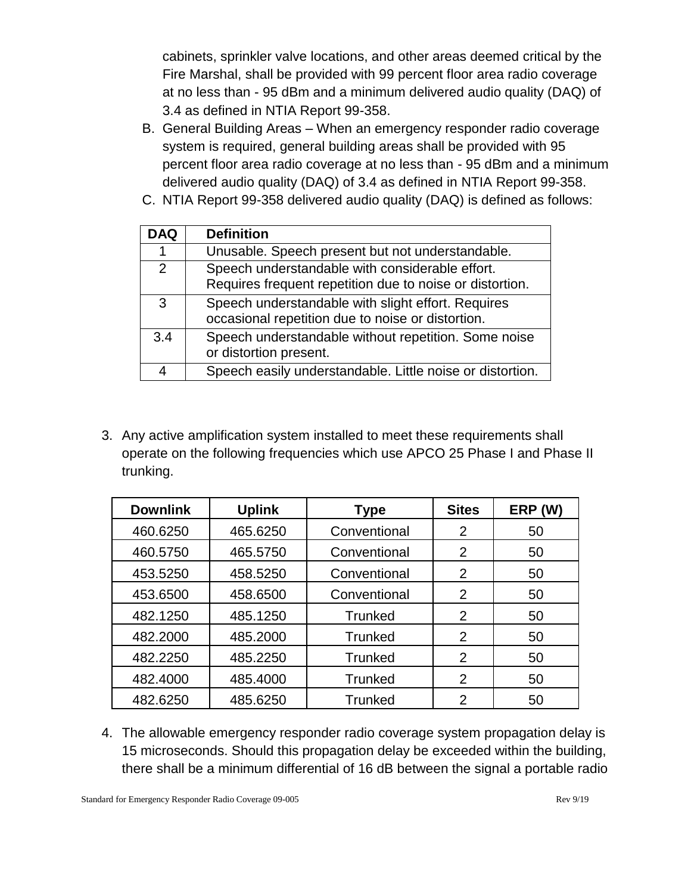cabinets, sprinkler valve locations, and other areas deemed critical by the Fire Marshal, shall be provided with 99 percent floor area radio coverage at no less than - 95 dBm and a minimum delivered audio quality (DAQ) of 3.4 as defined in NTIA Report 99-358.

B. General Building Areas – When an emergency responder radio coverage system is required, general building areas shall be provided with 95 percent floor area radio coverage at no less than - 95 dBm and a minimum delivered audio quality (DAQ) of 3.4 as defined in NTIA Report 99-358.

C. NTIA Report 99-358 delivered audio quality (DAQ) is defined as follows:

| DAQ | Definition |
| --- | --- |
| 1 | Unusable. Speech present but not understandable. |
| 2 | Speech understandable with considerable effort. Requires frequent repetition due to noise or distortion. |
| 3 | Speech understandable with slight effort. Requires occasional repetition due to noise or distortion. |
| 3.4 | Speech understandable without repetition. Some noise or distortion present. |
| 4 | Speech easily understandable. Little noise or distortion. |

3. Any active amplification system installed to meet these requirements shall operate on the following frequencies which use APCO 25 Phase I and Phase II trunking.

| Downlink | Uplink | Type | Sites | ERP (W) |
| --- | --- | --- | --- | --- |
| 460.6250 | 465.6250 | Conventional | 2 | 50 |
| 460.5750 | 465.5750 | Conventional | 2 | 50 |
| 453.5250 | 458.5250 | Conventional | 2 | 50 |
| 453.6500 | 458.6500 | Conventional | 2 | 50 |
| 482.1250 | 485.1250 | Trunked | 2 | 50 |
| 482.2000 | 485.2000 | Trunked | 2 | 50 |
| 482.2250 | 485.2250 | Trunked | 2 | 50 |
| 482.4000 | 485.4000 | Trunked | 2 | 50 |
| 482.6250 | 485.6250 | Trunked | 2 | 50 |

4. The allowable emergency responder radio coverage system propagation delay is 15 microseconds. Should this propagation delay be exceeded within the building, there shall be a minimum differential of 16 dB between the signal a portable radio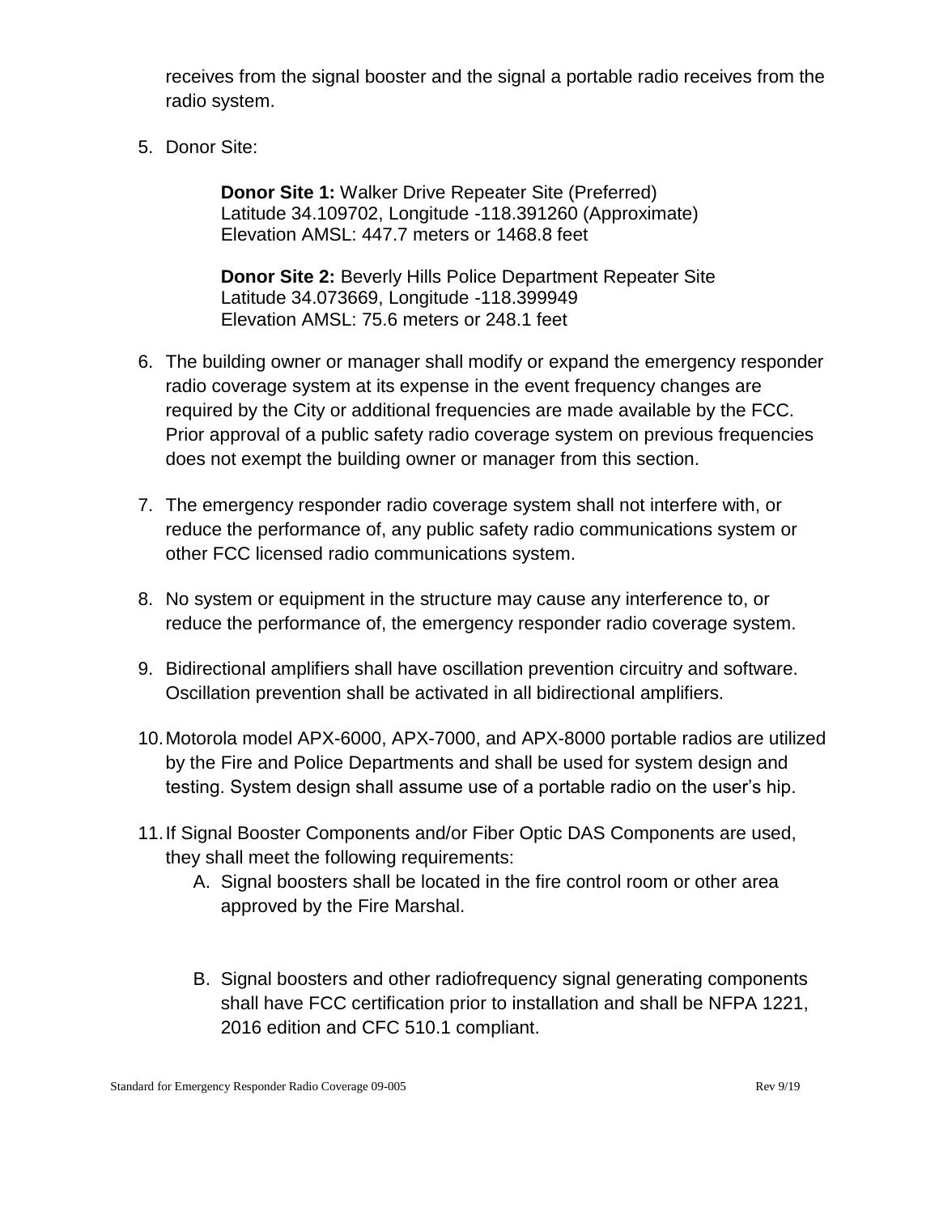receives from the signal booster and the signal a portable radio receives from the radio system.

5. Donor Site:

   **Donor Site 1:** Walker Drive Repeater Site (Preferred)
   Latitude 34.109702, Longitude -118.391260 (Approximate)
   Elevation AMSL: 447.7 meters or 1468.8 feet

   **Donor Site 2:** Beverly Hills Police Department Repeater Site
   Latitude 34.073669, Longitude -118.399949
   Elevation AMSL: 75.6 meters or 248.1 feet

6. The building owner or manager shall modify or expand the emergency responder radio coverage system at its expense in the event frequency changes are required by the City or additional frequencies are made available by the FCC. Prior approval of a public safety radio coverage system on previous frequencies does not exempt the building owner or manager from this section.

7. The emergency responder radio coverage system shall not interfere with, or reduce the performance of, any public safety radio communications system or other FCC licensed radio communications system.

8. No system or equipment in the structure may cause any interference to, or reduce the performance of, the emergency responder radio coverage system.

9. Bidirectional amplifiers shall have oscillation prevention circuitry and software. Oscillation prevention shall be activated in all bidirectional amplifiers.

10. Motorola model APX-6000, APX-7000, and APX-8000 portable radios are utilized by the Fire and Police Departments and shall be used for system design and testing. System design shall assume use of a portable radio on the user's hip.

11. If Signal Booster Components and/or Fiber Optic DAS Components are used, they shall meet the following requirements:
    A. Signal boosters shall be located in the fire control room or other area approved by the Fire Marshal.

    B. Signal boosters and other radiofrequency signal generating components shall have FCC certification prior to installation and shall be NFPA 1221, 2016 edition and CFC 510.1 compliant.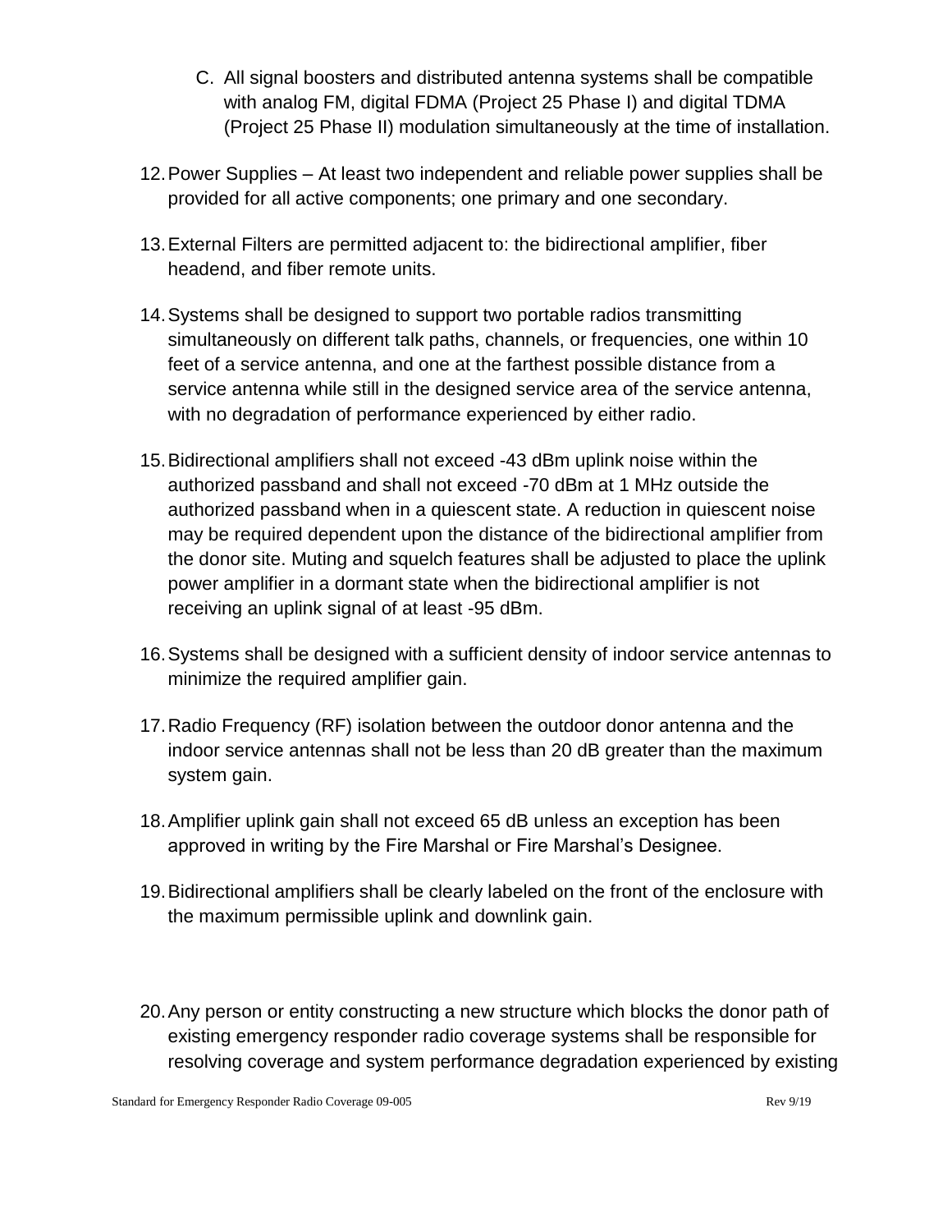C. All signal boosters and distributed antenna systems shall be compatible with analog FM, digital FDMA (Project 25 Phase I) and digital TDMA (Project 25 Phase II) modulation simultaneously at the time of installation.

12. Power Supplies – At least two independent and reliable power supplies shall be provided for all active components; one primary and one secondary.

13. External Filters are permitted adjacent to: the bidirectional amplifier, fiber headend, and fiber remote units.

14. Systems shall be designed to support two portable radios transmitting simultaneously on different talk paths, channels, or frequencies, one within 10 feet of a service antenna, and one at the farthest possible distance from a service antenna while still in the designed service area of the service antenna, with no degradation of performance experienced by either radio.

15. Bidirectional amplifiers shall not exceed -43 dBm uplink noise within the authorized passband and shall not exceed -70 dBm at 1 MHz outside the authorized passband when in a quiescent state. A reduction in quiescent noise may be required dependent upon the distance of the bidirectional amplifier from the donor site. Muting and squelch features shall be adjusted to place the uplink power amplifier in a dormant state when the bidirectional amplifier is not receiving an uplink signal of at least -95 dBm.

16. Systems shall be designed with a sufficient density of indoor service antennas to minimize the required amplifier gain.

17. Radio Frequency (RF) isolation between the outdoor donor antenna and the indoor service antennas shall not be less than 20 dB greater than the maximum system gain.

18. Amplifier uplink gain shall not exceed 65 dB unless an exception has been approved in writing by the Fire Marshal or Fire Marshal's Designee.

19. Bidirectional amplifiers shall be clearly labeled on the front of the enclosure with the maximum permissible uplink and downlink gain.

20. Any person or entity constructing a new structure which blocks the donor path of existing emergency responder radio coverage systems shall be responsible for resolving coverage and system performance degradation experienced by existing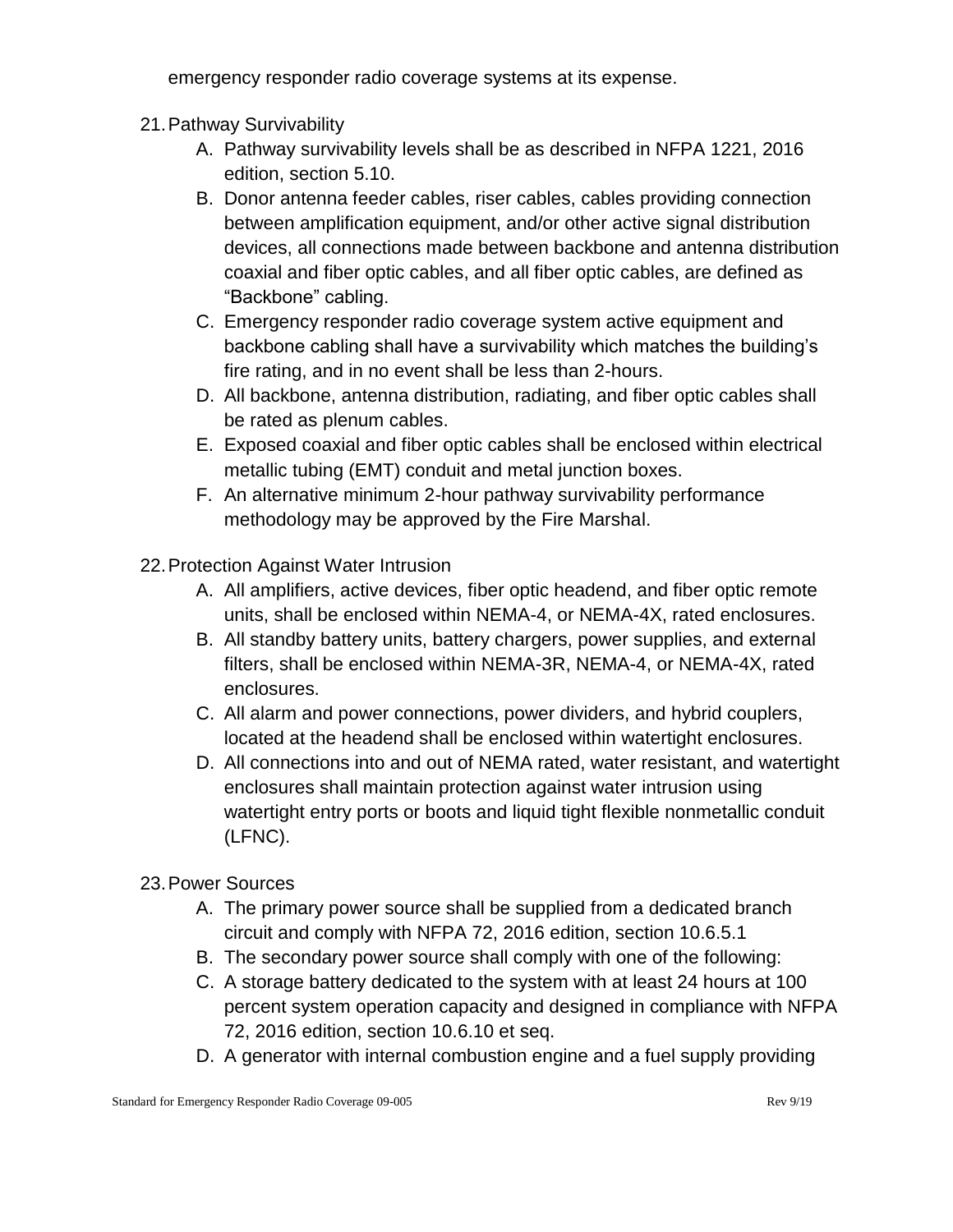emergency responder radio coverage systems at its expense.

21. Pathway Survivability
    - A. Pathway survivability levels shall be as described in NFPA 1221, 2016 edition, section 5.10.
    - B. Donor antenna feeder cables, riser cables, cables providing connection between amplification equipment, and/or other active signal distribution devices, all connections made between backbone and antenna distribution coaxial and fiber optic cables, and all fiber optic cables, are defined as "Backbone" cabling.
    - C. Emergency responder radio coverage system active equipment and backbone cabling shall have a survivability which matches the building's fire rating, and in no event shall be less than 2-hours.
    - D. All backbone, antenna distribution, radiating, and fiber optic cables shall be rated as plenum cables.
    - E. Exposed coaxial and fiber optic cables shall be enclosed within electrical metallic tubing (EMT) conduit and metal junction boxes.
    - F. An alternative minimum 2-hour pathway survivability performance methodology may be approved by the Fire Marshal.

22. Protection Against Water Intrusion
    - A. All amplifiers, active devices, fiber optic headend, and fiber optic remote units, shall be enclosed within NEMA-4, or NEMA-4X, rated enclosures.
    - B. All standby battery units, battery chargers, power supplies, and external filters, shall be enclosed within NEMA-3R, NEMA-4, or NEMA-4X, rated enclosures.
    - C. All alarm and power connections, power dividers, and hybrid couplers, located at the headend shall be enclosed within watertight enclosures.
    - D. All connections into and out of NEMA rated, water resistant, and watertight enclosures shall maintain protection against water intrusion using watertight entry ports or boots and liquid tight flexible nonmetallic conduit (LFNC).

23. Power Sources
    - A. The primary power source shall be supplied from a dedicated branch circuit and comply with NFPA 72, 2016 edition, section 10.6.5.1
    - B. The secondary power source shall comply with one of the following:
    - C. A storage battery dedicated to the system with at least 24 hours at 100 percent system operation capacity and designed in compliance with NFPA 72, 2016 edition, section 10.6.10 et seq.
    - D. A generator with internal combustion engine and a fuel supply providing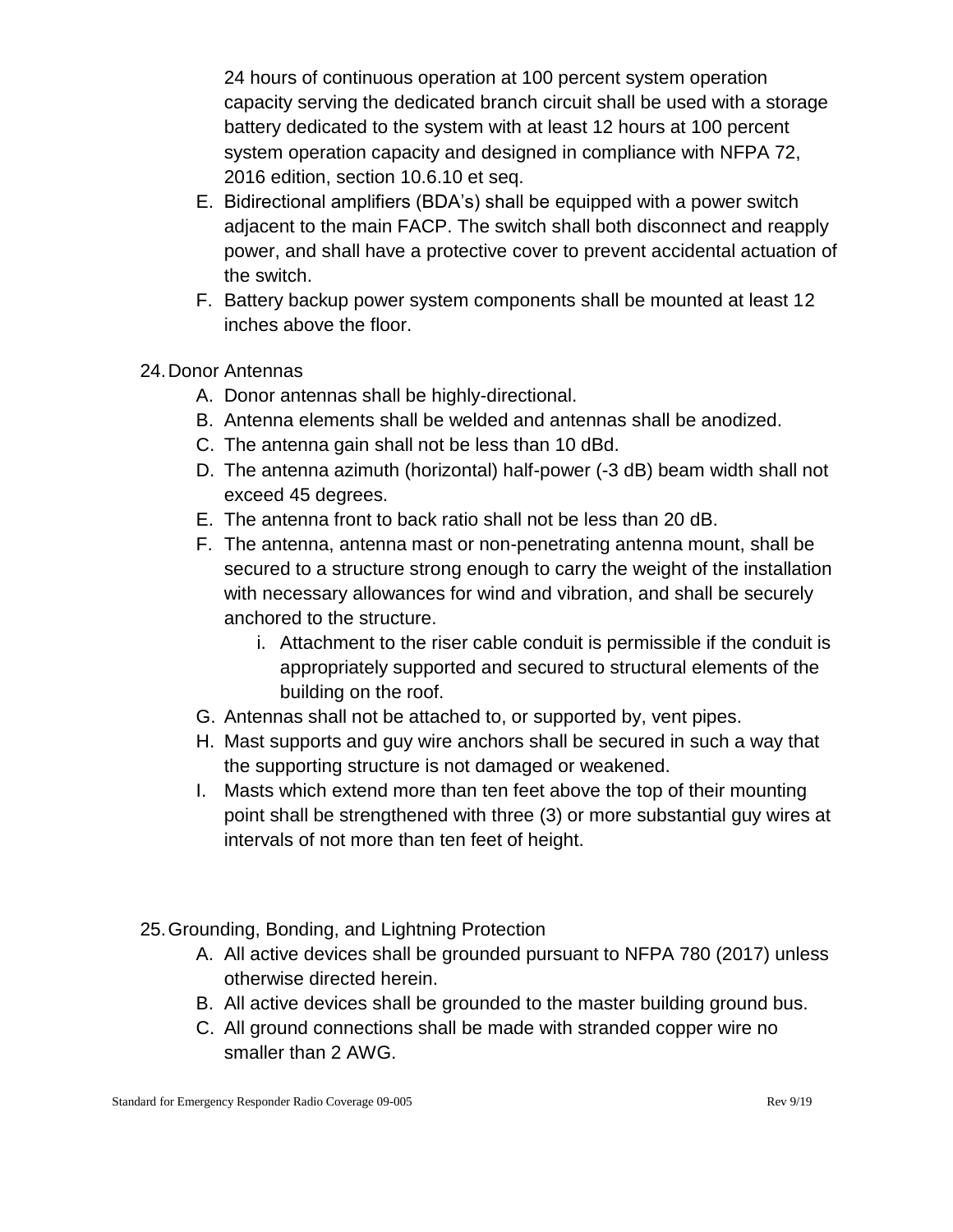24 hours of continuous operation at 100 percent system operation capacity serving the dedicated branch circuit shall be used with a storage battery dedicated to the system with at least 12 hours at 100 percent system operation capacity and designed in compliance with NFPA 72, 2016 edition, section 10.6.10 et seq.

E. Bidirectional amplifiers (BDA's) shall be equipped with a power switch adjacent to the main FACP. The switch shall both disconnect and reapply power, and shall have a protective cover to prevent accidental actuation of the switch.

F. Battery backup power system components shall be mounted at least 12 inches above the floor.

24. Donor Antennas

A. Donor antennas shall be highly-directional.

B. Antenna elements shall be welded and antennas shall be anodized.

C. The antenna gain shall not be less than 10 dBd.

D. The antenna azimuth (horizontal) half-power (-3 dB) beam width shall not exceed 45 degrees.

E. The antenna front to back ratio shall not be less than 20 dB.

F. The antenna, antenna mast or non-penetrating antenna mount, shall be secured to a structure strong enough to carry the weight of the installation with necessary allowances for wind and vibration, and shall be securely anchored to the structure.

   i. Attachment to the riser cable conduit is permissible if the conduit is appropriately supported and secured to structural elements of the building on the roof.

G. Antennas shall not be attached to, or supported by, vent pipes.

H. Mast supports and guy wire anchors shall be secured in such a way that the supporting structure is not damaged or weakened.

I. Masts which extend more than ten feet above the top of their mounting point shall be strengthened with three (3) or more substantial guy wires at intervals of not more than ten feet of height.

25. Grounding, Bonding, and Lightning Protection

A. All active devices shall be grounded pursuant to NFPA 780 (2017) unless otherwise directed herein.

B. All active devices shall be grounded to the master building ground bus.

C. All ground connections shall be made with stranded copper wire no smaller than 2 AWG.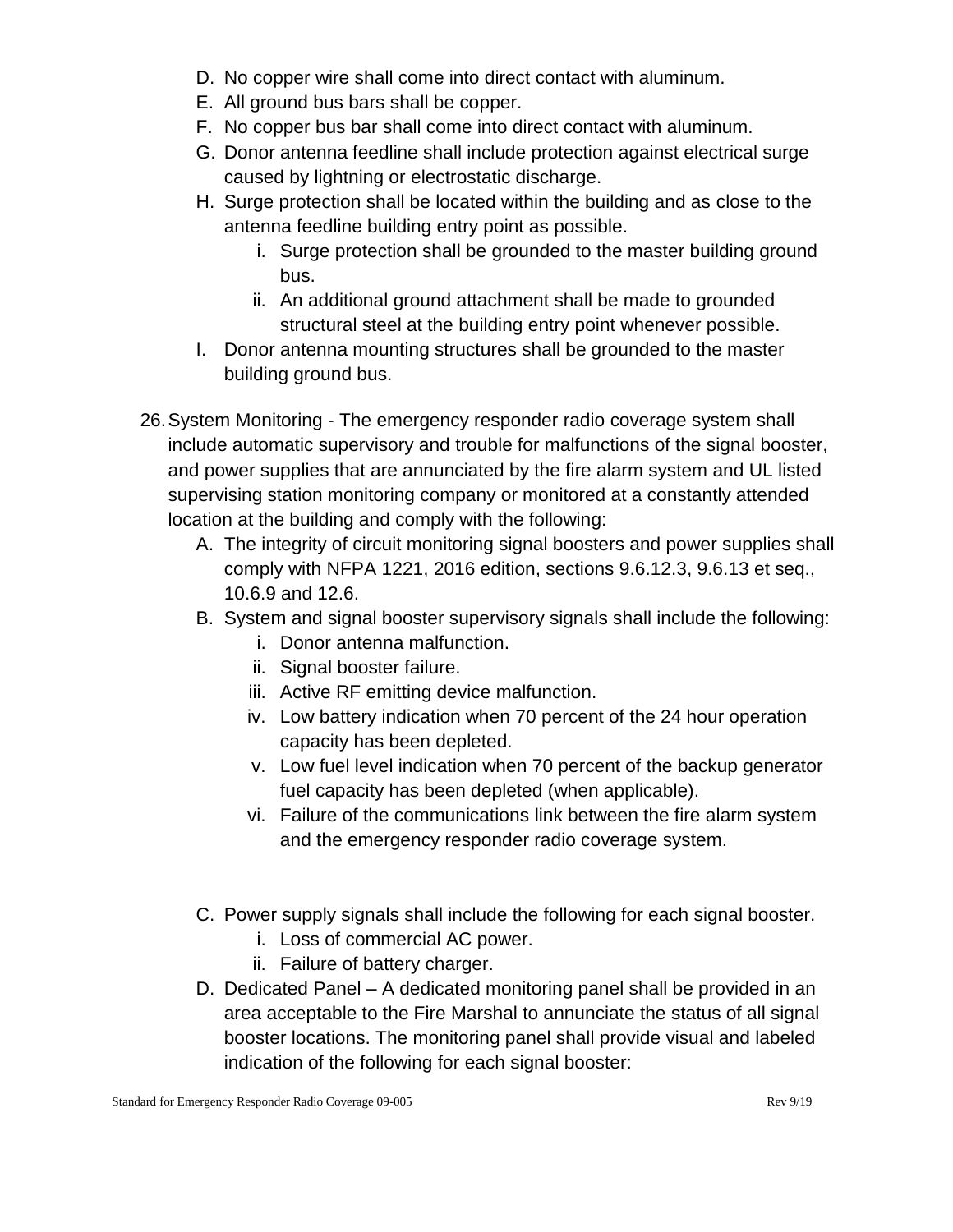D. No copper wire shall come into direct contact with aluminum.
E. All ground bus bars shall be copper.
F. No copper bus bar shall come into direct contact with aluminum.
G. Donor antenna feedline shall include protection against electrical surge caused by lightning or electrostatic discharge.
H. Surge protection shall be located within the building and as close to the antenna feedline building entry point as possible.
   i. Surge protection shall be grounded to the master building ground bus.
   ii. An additional ground attachment shall be made to grounded structural steel at the building entry point whenever possible.
I. Donor antenna mounting structures shall be grounded to the master building ground bus.

26. System Monitoring - The emergency responder radio coverage system shall include automatic supervisory and trouble for malfunctions of the signal booster, and power supplies that are annunciated by the fire alarm system and UL listed supervising station monitoring company or monitored at a constantly attended location at the building and comply with the following:
   A. The integrity of circuit monitoring signal boosters and power supplies shall comply with NFPA 1221, 2016 edition, sections 9.6.12.3, 9.6.13 et seq., 10.6.9 and 12.6.
   B. System and signal booster supervisory signals shall include the following:
      i. Donor antenna malfunction.
      ii. Signal booster failure.
      iii. Active RF emitting device malfunction.
      iv. Low battery indication when 70 percent of the 24 hour operation capacity has been depleted.
      v. Low fuel level indication when 70 percent of the backup generator fuel capacity has been depleted (when applicable).
      vi. Failure of the communications link between the fire alarm system and the emergency responder radio coverage system.
   C. Power supply signals shall include the following for each signal booster.
      i. Loss of commercial AC power.
      ii. Failure of battery charger.
   D. Dedicated Panel – A dedicated monitoring panel shall be provided in an area acceptable to the Fire Marshal to annunciate the status of all signal booster locations. The monitoring panel shall provide visual and labeled indication of the following for each signal booster: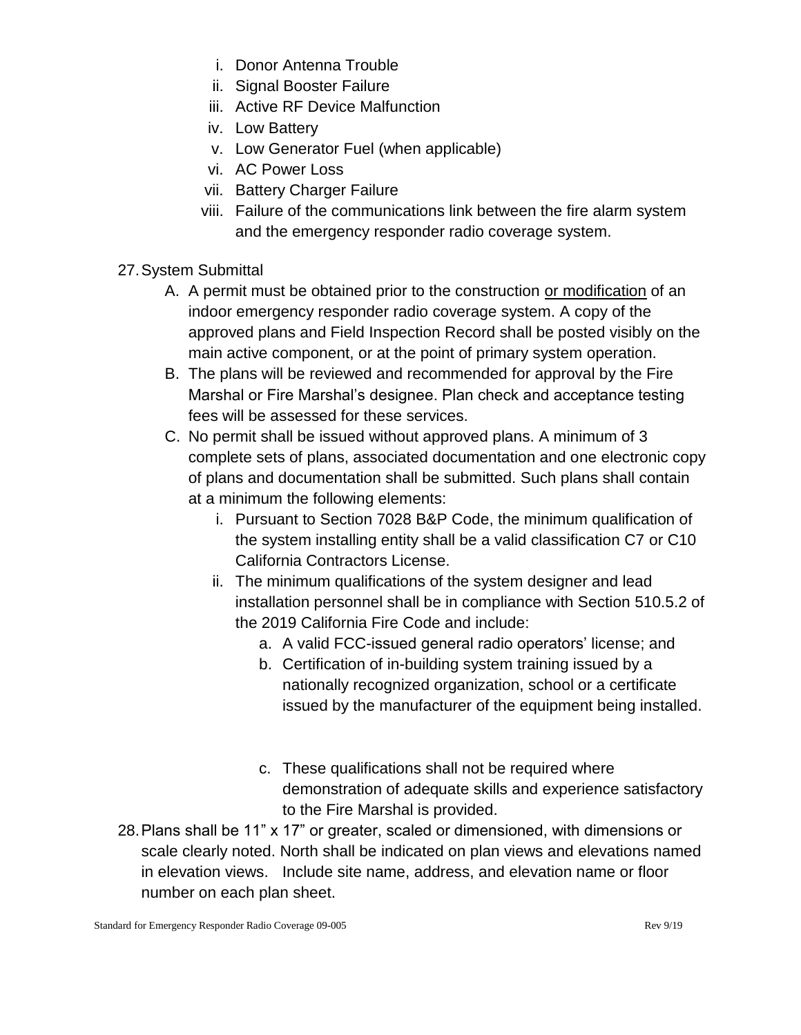i. Donor Antenna Trouble
   ii. Signal Booster Failure
   iii. Active RF Device Malfunction
   iv. Low Battery
   v. Low Generator Fuel (when applicable)
   vi. AC Power Loss
   vii. Battery Charger Failure
   viii. Failure of the communications link between the fire alarm system and the emergency responder radio coverage system.

27. System Submittal
   A. A permit must be obtained prior to the construction <u>or modification</u> of an indoor emergency responder radio coverage system. A copy of the approved plans and Field Inspection Record shall be posted visibly on the main active component, or at the point of primary system operation.
   B. The plans will be reviewed and recommended for approval by the Fire Marshal or Fire Marshal's designee. Plan check and acceptance testing fees will be assessed for these services.
   C. No permit shall be issued without approved plans. A minimum of 3 complete sets of plans, associated documentation and one electronic copy of plans and documentation shall be submitted. Such plans shall contain at a minimum the following elements:
      i. Pursuant to Section 7028 B&P Code, the minimum qualification of the system installing entity shall be a valid classification C7 or C10 California Contractors License.
      ii. The minimum qualifications of the system designer and lead installation personnel shall be in compliance with Section 510.5.2 of the 2019 California Fire Code and include:
         a. A valid FCC-issued general radio operators' license; and
         b. Certification of in-building system training issued by a nationally recognized organization, school or a certificate issued by the manufacturer of the equipment being installed.
         c. These qualifications shall not be required where demonstration of adequate skills and experience satisfactory to the Fire Marshal is provided.

28. Plans shall be 11" x 17" or greater, scaled or dimensioned, with dimensions or scale clearly noted. North shall be indicated on plan views and elevations named in elevation views. Include site name, address, and elevation name or floor number on each plan sheet.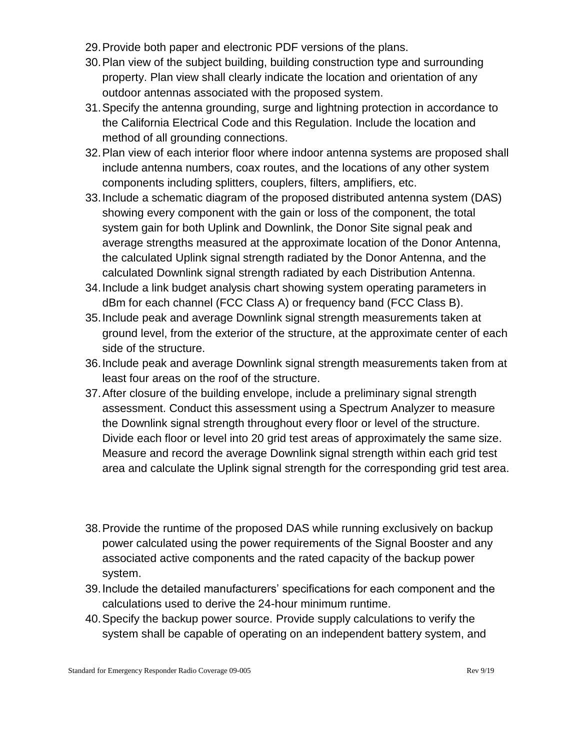29. Provide both paper and electronic PDF versions of the plans.
30. Plan view of the subject building, building construction type and surrounding property. Plan view shall clearly indicate the location and orientation of any outdoor antennas associated with the proposed system.
31. Specify the antenna grounding, surge and lightning protection in accordance to the California Electrical Code and this Regulation. Include the location and method of all grounding connections.
32. Plan view of each interior floor where indoor antenna systems are proposed shall include antenna numbers, coax routes, and the locations of any other system components including splitters, couplers, filters, amplifiers, etc.
33. Include a schematic diagram of the proposed distributed antenna system (DAS) showing every component with the gain or loss of the component, the total system gain for both Uplink and Downlink, the Donor Site signal peak and average strengths measured at the approximate location of the Donor Antenna, the calculated Uplink signal strength radiated by the Donor Antenna, and the calculated Downlink signal strength radiated by each Distribution Antenna.
34. Include a link budget analysis chart showing system operating parameters in dBm for each channel (FCC Class A) or frequency band (FCC Class B).
35. Include peak and average Downlink signal strength measurements taken at ground level, from the exterior of the structure, at the approximate center of each side of the structure.
36. Include peak and average Downlink signal strength measurements taken from at least four areas on the roof of the structure.
37. After closure of the building envelope, include a preliminary signal strength assessment. Conduct this assessment using a Spectrum Analyzer to measure the Downlink signal strength throughout every floor or level of the structure. Divide each floor or level into 20 grid test areas of approximately the same size. Measure and record the average Downlink signal strength within each grid test area and calculate the Uplink signal strength for the corresponding grid test area.
38. Provide the runtime of the proposed DAS while running exclusively on backup power calculated using the power requirements of the Signal Booster and any associated active components and the rated capacity of the backup power system.
39. Include the detailed manufacturers' specifications for each component and the calculations used to derive the 24-hour minimum runtime.
40. Specify the backup power source. Provide supply calculations to verify the system shall be capable of operating on an independent battery system, and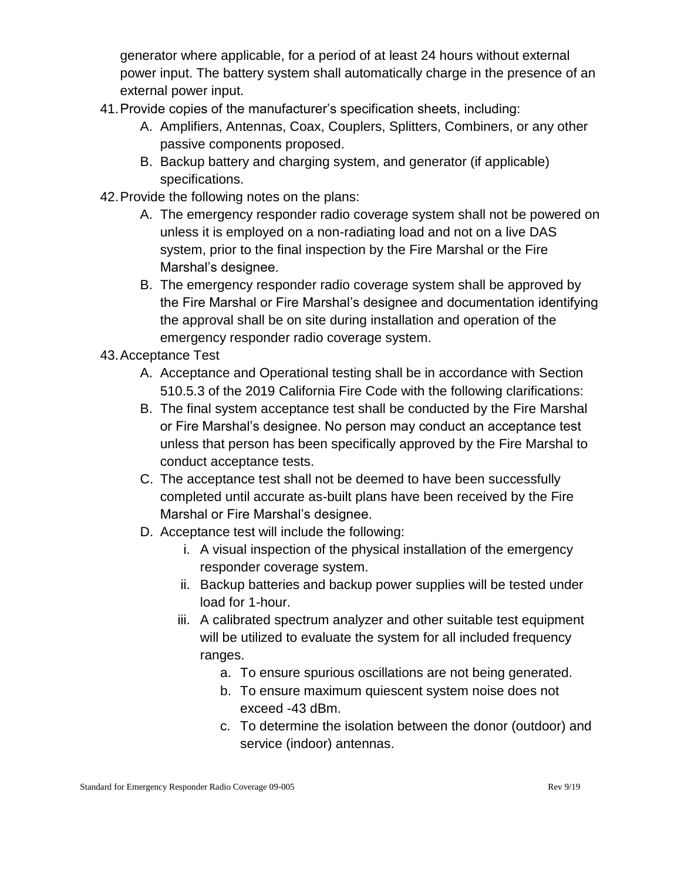generator where applicable, for a period of at least 24 hours without external power input. The battery system shall automatically charge in the presence of an external power input.

41. Provide copies of the manufacturer's specification sheets, including:
    A. Amplifiers, Antennas, Coax, Couplers, Splitters, Combiners, or any other passive components proposed.
    B. Backup battery and charging system, and generator (if applicable) specifications.
42. Provide the following notes on the plans:
    A. The emergency responder radio coverage system shall not be powered on unless it is employed on a non-radiating load and not on a live DAS system, prior to the final inspection by the Fire Marshal or the Fire Marshal's designee.
    B. The emergency responder radio coverage system shall be approved by the Fire Marshal or Fire Marshal's designee and documentation identifying the approval shall be on site during installation and operation of the emergency responder radio coverage system.
43. Acceptance Test
    A. Acceptance and Operational testing shall be in accordance with Section 510.5.3 of the 2019 California Fire Code with the following clarifications:
    B. The final system acceptance test shall be conducted by the Fire Marshal or Fire Marshal's designee. No person may conduct an acceptance test unless that person has been specifically approved by the Fire Marshal to conduct acceptance tests.
    C. The acceptance test shall not be deemed to have been successfully completed until accurate as-built plans have been received by the Fire Marshal or Fire Marshal's designee.
    D. Acceptance test will include the following:
        i. A visual inspection of the physical installation of the emergency responder coverage system.
        ii. Backup batteries and backup power supplies will be tested under load for 1-hour.
        iii. A calibrated spectrum analyzer and other suitable test equipment will be utilized to evaluate the system for all included frequency ranges.
            a. To ensure spurious oscillations are not being generated.
            b. To ensure maximum quiescent system noise does not exceed -43 dBm.
            c. To determine the isolation between the donor (outdoor) and service (indoor) antennas.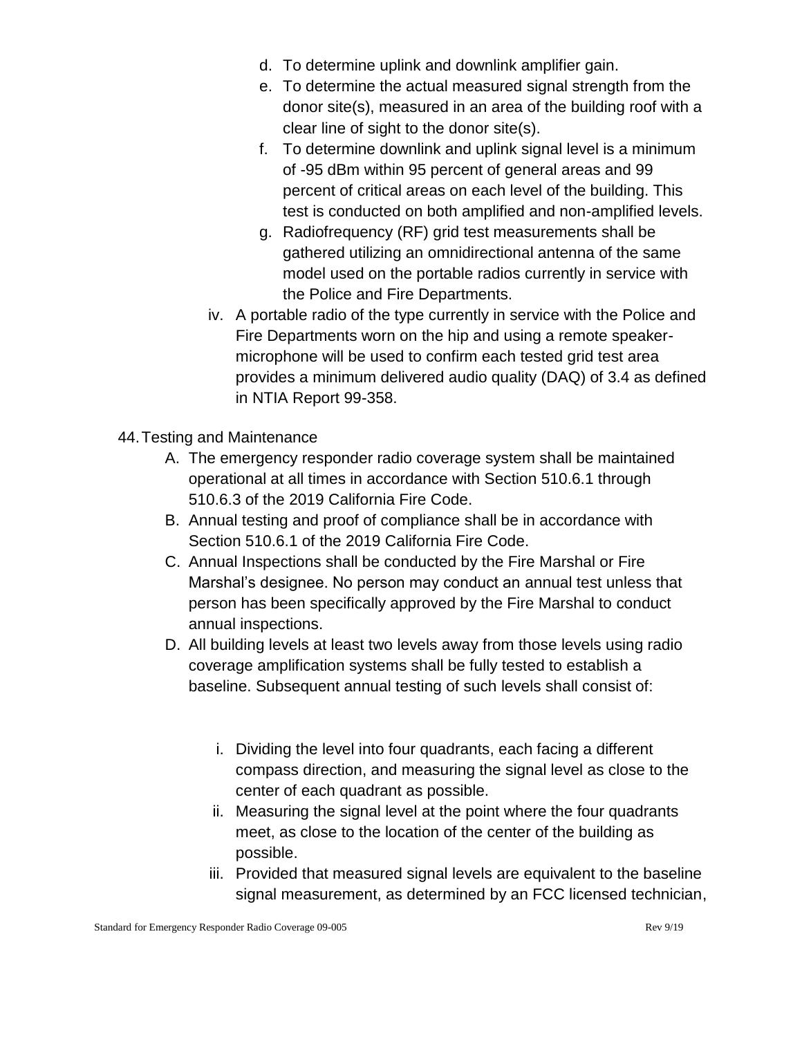d. To determine uplink and downlink amplifier gain.
e. To determine the actual measured signal strength from the donor site(s), measured in an area of the building roof with a clear line of sight to the donor site(s).
f. To determine downlink and uplink signal level is a minimum of -95 dBm within 95 percent of general areas and 99 percent of critical areas on each level of the building. This test is conducted on both amplified and non-amplified levels.
g. Radiofrequency (RF) grid test measurements shall be gathered utilizing an omnidirectional antenna of the same model used on the portable radios currently in service with the Police and Fire Departments.

iv. A portable radio of the type currently in service with the Police and Fire Departments worn on the hip and using a remote speaker-microphone will be used to confirm each tested grid test area provides a minimum delivered audio quality (DAQ) of 3.4 as defined in NTIA Report 99-358.

44. Testing and Maintenance

A. The emergency responder radio coverage system shall be maintained operational at all times in accordance with Section 510.6.1 through 510.6.3 of the 2019 California Fire Code.
B. Annual testing and proof of compliance shall be in accordance with Section 510.6.1 of the 2019 California Fire Code.
C. Annual Inspections shall be conducted by the Fire Marshal or Fire Marshal's designee. No person may conduct an annual test unless that person has been specifically approved by the Fire Marshal to conduct annual inspections.
D. All building levels at least two levels away from those levels using radio coverage amplification systems shall be fully tested to establish a baseline. Subsequent annual testing of such levels shall consist of:

   i. Dividing the level into four quadrants, each facing a different compass direction, and measuring the signal level as close to the center of each quadrant as possible.
   ii. Measuring the signal level at the point where the four quadrants meet, as close to the location of the center of the building as possible.
   iii. Provided that measured signal levels are equivalent to the baseline signal measurement, as determined by an FCC licensed technician,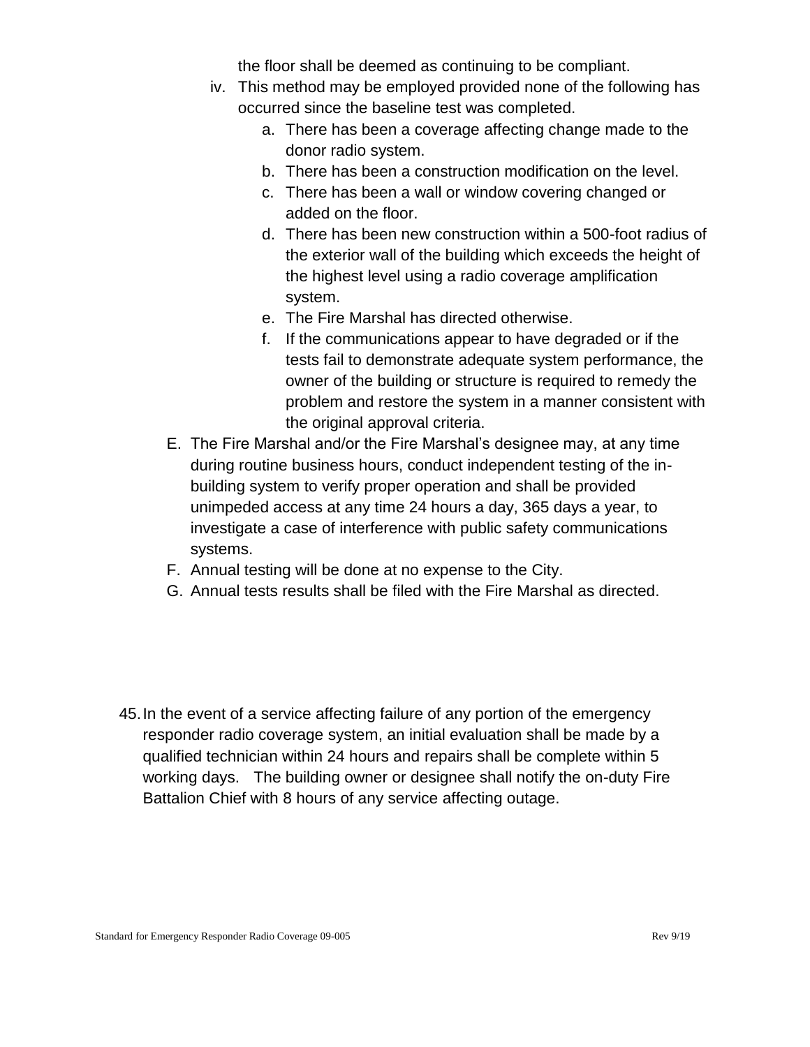the floor shall be deemed as continuing to be compliant.

iv. This method may be employed provided none of the following has occurred since the baseline test was completed.

  a. There has been a coverage affecting change made to the donor radio system.
  b. There has been a construction modification on the level.
  c. There has been a wall or window covering changed or added on the floor.
  d. There has been new construction within a 500-foot radius of the exterior wall of the building which exceeds the height of the highest level using a radio coverage amplification system.
  e. The Fire Marshal has directed otherwise.
  f. If the communications appear to have degraded or if the tests fail to demonstrate adequate system performance, the owner of the building or structure is required to remedy the problem and restore the system in a manner consistent with the original approval criteria.

E. The Fire Marshal and/or the Fire Marshal's designee may, at any time during routine business hours, conduct independent testing of the in-building system to verify proper operation and shall be provided unimpeded access at any time 24 hours a day, 365 days a year, to investigate a case of interference with public safety communications systems.

F. Annual testing will be done at no expense to the City.

G. Annual tests results shall be filed with the Fire Marshal as directed.

45. In the event of a service affecting failure of any portion of the emergency responder radio coverage system, an initial evaluation shall be made by a qualified technician within 24 hours and repairs shall be complete within 5 working days. The building owner or designee shall notify the on-duty Fire Battalion Chief with 8 hours of any service affecting outage.